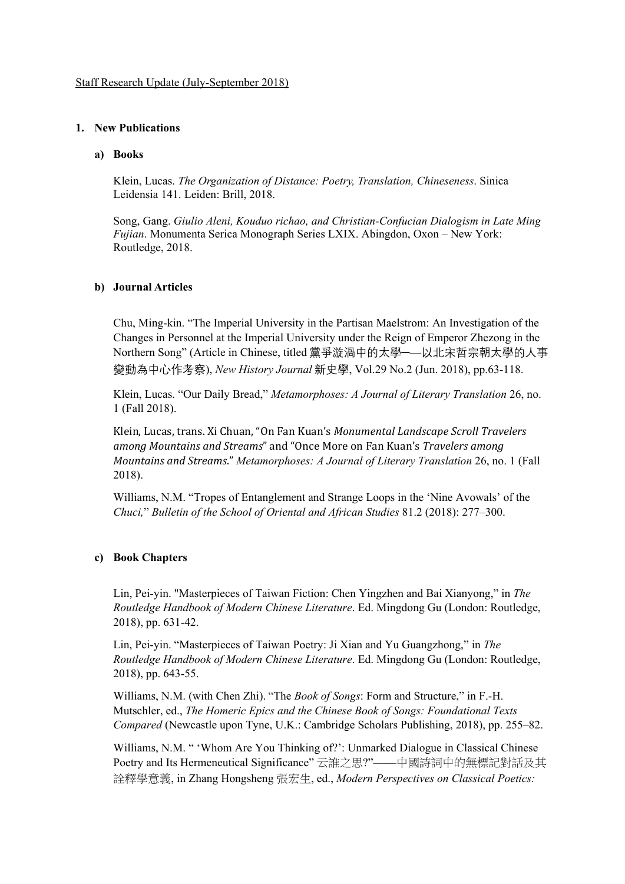Staff Research Update (July-September 2018)

## 1. New Publications

### a) Books

Klein, Lucas. *The Organization of Distance: Poetry, Translation, Chineseness*. Sinica Leidensia 141. Leiden: Brill, 2018.

Song, Gang. *Giulio Aleni, Kouduo richao, and Christian-Confucian Dialogism in Late Ming Fujian*. Monumenta Serica Monograph Series LXIX. Abingdon, Oxon – New York: Routledge, 2018.

### b) Journal Articles

Chu, Ming-kin. "The Imperial University in the Partisan Maelstrom: An Investigation of the Changes in Personnel at the Imperial University under the Reign of Emperor Zhezong in the Northern Song" (Article in Chinese, titled 黨爭漩渦中的太學──以北宋哲宗朝太學的人事變動為中心作考察), *New History Journal* 新史學, Vol.29 No.2 (Jun. 2018), pp.63-118.

Klein, Lucas. "Our Daily Bread," *Metamorphoses: A Journal of Literary Translation* 26, no. 1 (Fall 2018).

Klein, Lucas, trans. Xi Chuan, "On Fan Kuan's *Monumental Landscape Scroll Travelers among Mountains and Streams*" and "Once More on Fan Kuan's *Travelers among Mountains and Streams*." *Metamorphoses: A Journal of Literary Translation* 26, no. 1 (Fall 2018).

Williams, N.M. "Tropes of Entanglement and Strange Loops in the 'Nine Avowals' of the *Chuci,*" *Bulletin of the School of Oriental and African Studies* 81.2 (2018): 277–300.

### c) Book Chapters

Lin, Pei-yin. "Masterpieces of Taiwan Fiction: Chen Yingzhen and Bai Xianyong," in *The Routledge Handbook of Modern Chinese Literature*. Ed. Mingdong Gu (London: Routledge, 2018), pp. 631-42.

Lin, Pei-yin. "Masterpieces of Taiwan Poetry: Ji Xian and Yu Guangzhong," in *The Routledge Handbook of Modern Chinese Literature*. Ed. Mingdong Gu (London: Routledge, 2018), pp. 643-55.

Williams, N.M. (with Chen Zhi). "The *Book of Songs*: Form and Structure," in F.-H. Mutschler, ed., *The Homeric Epics and the Chinese Book of Songs: Foundational Texts Compared* (Newcastle upon Tyne, U.K.: Cambridge Scholars Publishing, 2018), pp. 255–82.

Williams, N.M. " 'Whom Are You Thinking of?': Unmarked Dialogue in Classical Chinese Poetry and Its Hermeneutical Significance" 云誰之思?"——中國詩詞中的無標記對話及其詮釋學意義, in Zhang Hongsheng 張宏生, ed., *Modern Perspectives on Classical Poetics:*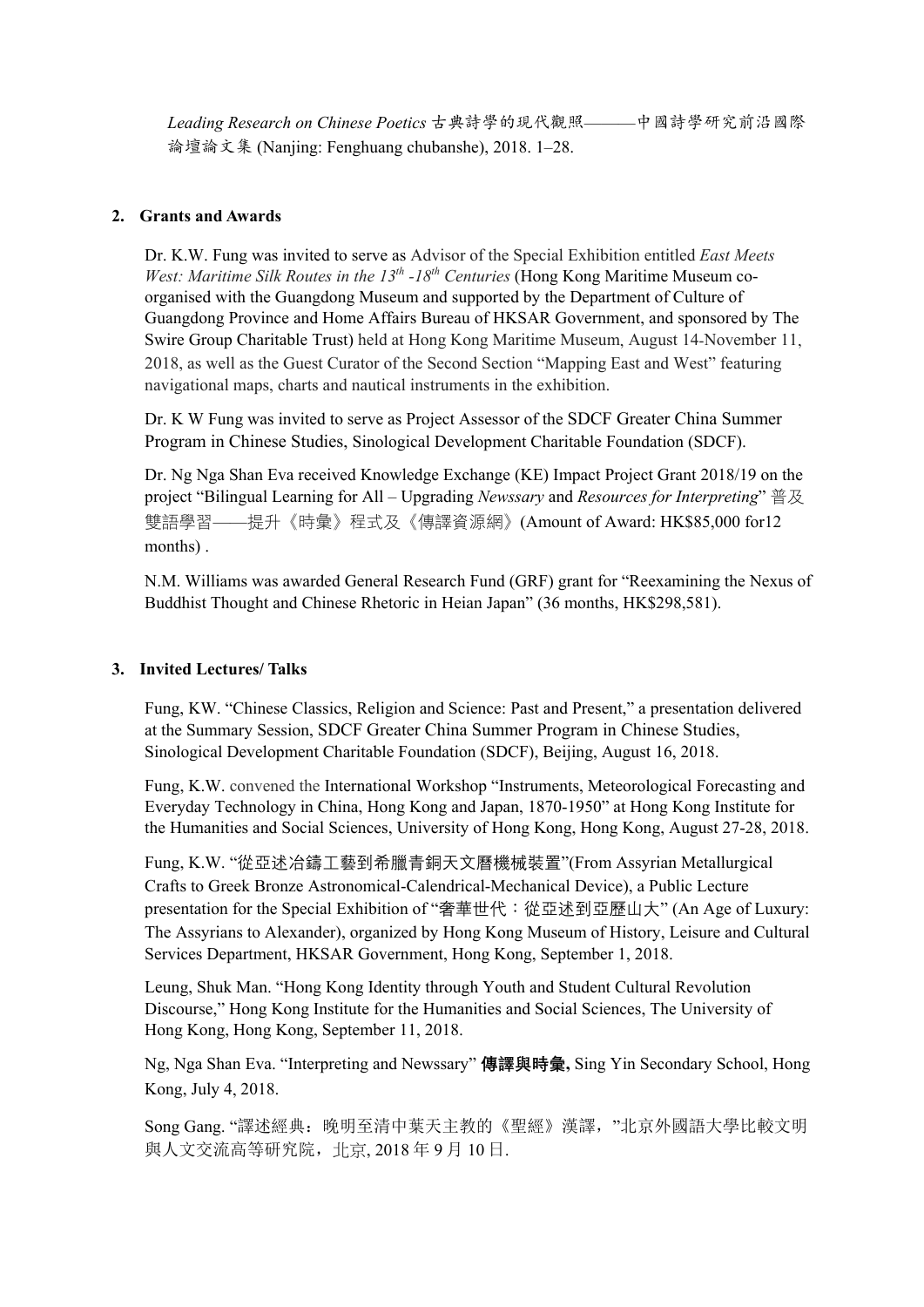*Leading Research on Chinese Poetics* 古典詩學的現代觀照———中國詩學研究前沿國際論壇論文集 (Nanjing: Fenghuang chubanshe), 2018. 1–28.

**2. Grants and Awards**

Dr. K.W. Fung was invited to serve as Advisor of the Special Exhibition entitled *East Meets West: Maritime Silk Routes in the 13th -18th Centuries* (Hong Kong Maritime Museum co-organised with the Guangdong Museum and supported by the Department of Culture of Guangdong Province and Home Affairs Bureau of HKSAR Government, and sponsored by The Swire Group Charitable Trust) held at Hong Kong Maritime Museum, August 14-November 11, 2018, as well as the Guest Curator of the Second Section "Mapping East and West" featuring navigational maps, charts and nautical instruments in the exhibition.

Dr. K W Fung was invited to serve as Project Assessor of the SDCF Greater China Summer Program in Chinese Studies, Sinological Development Charitable Foundation (SDCF).

Dr. Ng Nga Shan Eva received Knowledge Exchange (KE) Impact Project Grant 2018/19 on the project "Bilingual Learning for All – Upgrading *Newssary* and *Resources for Interpreting*" 普及雙語學習——提升《時彙》程式及《傳譯資源網》(Amount of Award: HK$85,000 for12 months) .

N.M. Williams was awarded General Research Fund (GRF) grant for "Reexamining the Nexus of Buddhist Thought and Chinese Rhetoric in Heian Japan" (36 months, HK$298,581).

**3. Invited Lectures/ Talks**

Fung, KW. "Chinese Classics, Religion and Science: Past and Present," a presentation delivered at the Summary Session, SDCF Greater China Summer Program in Chinese Studies, Sinological Development Charitable Foundation (SDCF), Beijing, August 16, 2018.

Fung, K.W. convened the International Workshop "Instruments, Meteorological Forecasting and Everyday Technology in China, Hong Kong and Japan, 1870-1950" at Hong Kong Institute for the Humanities and Social Sciences, University of Hong Kong, Hong Kong, August 27-28, 2018.

Fung, K.W. "從亞述冶鑄工藝到希臘青銅天文曆機械裝置"(From Assyrian Metallurgical Crafts to Greek Bronze Astronomical-Calendrical-Mechanical Device), a Public Lecture presentation for the Special Exhibition of "奢華世代：從亞述到亞歷山大" (An Age of Luxury: The Assyrians to Alexander), organized by Hong Kong Museum of History, Leisure and Cultural Services Department, HKSAR Government, Hong Kong, September 1, 2018.

Leung, Shuk Man. "Hong Kong Identity through Youth and Student Cultural Revolution Discourse," Hong Kong Institute for the Humanities and Social Sciences, The University of Hong Kong, Hong Kong, September 11, 2018.

Ng, Nga Shan Eva. "Interpreting and Newssary" **傳譯與時彙,** Sing Yin Secondary School, Hong Kong, July 4, 2018.

Song Gang. "譯述經典：晚明至清中葉天主教的《聖經》漢譯，"北京外國語大學比較文明與人文交流高等研究院，北京, 2018 年 9 月 10 日.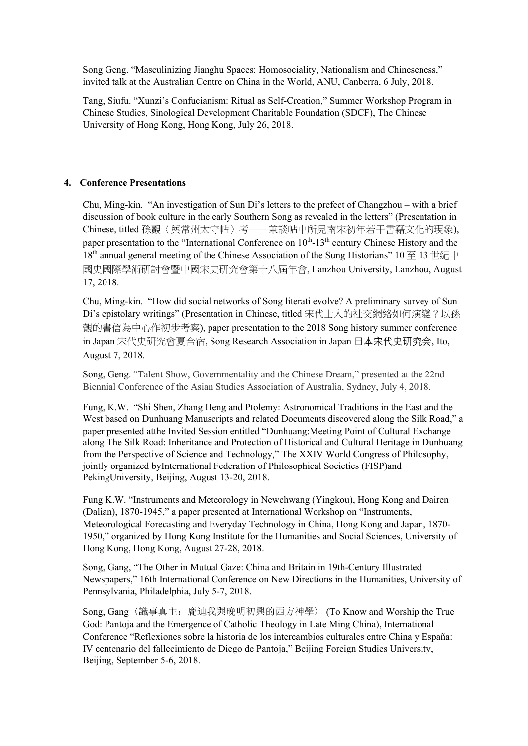Song Geng. “Masculinizing Jianghu Spaces: Homosociality, Nationalism and Chineseness,” invited talk at the Australian Centre on China in the World, ANU, Canberra, 6 July, 2018.

Tang, Siufu. “Xunzi’s Confucianism: Ritual as Self-Creation,” Summer Workshop Program in Chinese Studies, Sinological Development Charitable Foundation (SDCF), The Chinese University of Hong Kong, Hong Kong, July 26, 2018.

## 4. Conference Presentations

Chu, Ming-kin. “An investigation of Sun Di’s letters to the prefect of Changzhou – with a brief discussion of book culture in the early Southern Song as revealed in the letters” (Presentation in Chinese, titled 孫覿〈與常州太守帖〉考——兼談帖中所見南宋初年若干書籍文化的現象), paper presentation to the “International Conference on 10th-13th century Chinese History and the 18th annual general meeting of the Chinese Association of the Sung Historians” 10 至 13 世紀中國史國際學術研討會暨中國宋史研究會第十八屆年會, Lanzhou University, Lanzhou, August 17, 2018.

Chu, Ming-kin. “How did social networks of Song literati evolve? A preliminary survey of Sun Di’s epistolary writings” (Presentation in Chinese, titled 宋代士人的社交網絡如何演變？以孫覿的書信為中心作初步考察), paper presentation to the 2018 Song history summer conference in Japan 宋代史研究會夏合宿, Song Research Association in Japan 日本宋代史研究会, Ito, August 7, 2018.

Song, Geng. “Talent Show, Governmentality and the Chinese Dream,” presented at the 22nd Biennial Conference of the Asian Studies Association of Australia, Sydney, July 4, 2018.

Fung, K.W. “Shi Shen, Zhang Heng and Ptolemy: Astronomical Traditions in the East and the West based on Dunhuang Manuscripts and related Documents discovered along the Silk Road,” a paper presented atthe Invited Session entitled “Dunhuang:Meeting Point of Cultural Exchange along The Silk Road: Inheritance and Protection of Historical and Cultural Heritage in Dunhuang from the Perspective of Science and Technology,” The XXIV World Congress of Philosophy, jointly organized byInternational Federation of Philosophical Societies (FISP)and PekingUniversity, Beijing, August 13-20, 2018.

Fung K.W. “Instruments and Meteorology in Newchwang (Yingkou), Hong Kong and Dairen (Dalian), 1870-1945,” a paper presented at International Workshop on “Instruments, Meteorological Forecasting and Everyday Technology in China, Hong Kong and Japan, 1870-1950,” organized by Hong Kong Institute for the Humanities and Social Sciences, University of Hong Kong, Hong Kong, August 27-28, 2018.

Song, Gang, “The Other in Mutual Gaze: China and Britain in 19th-Century Illustrated Newspapers,” 16th International Conference on New Directions in the Humanities, University of Pennsylvania, Philadelphia, July 5-7, 2018.

Song, Gang〈識事真主：龐迪我與晚明初興的西方神學〉 (To Know and Worship the True God: Pantoja and the Emergence of Catholic Theology in Late Ming China), International Conference “Reflexiones sobre la historia de los intercambios culturales entre China y España: IV centenario del fallecimiento de Diego de Pantoja,” Beijing Foreign Studies University, Beijing, September 5-6, 2018.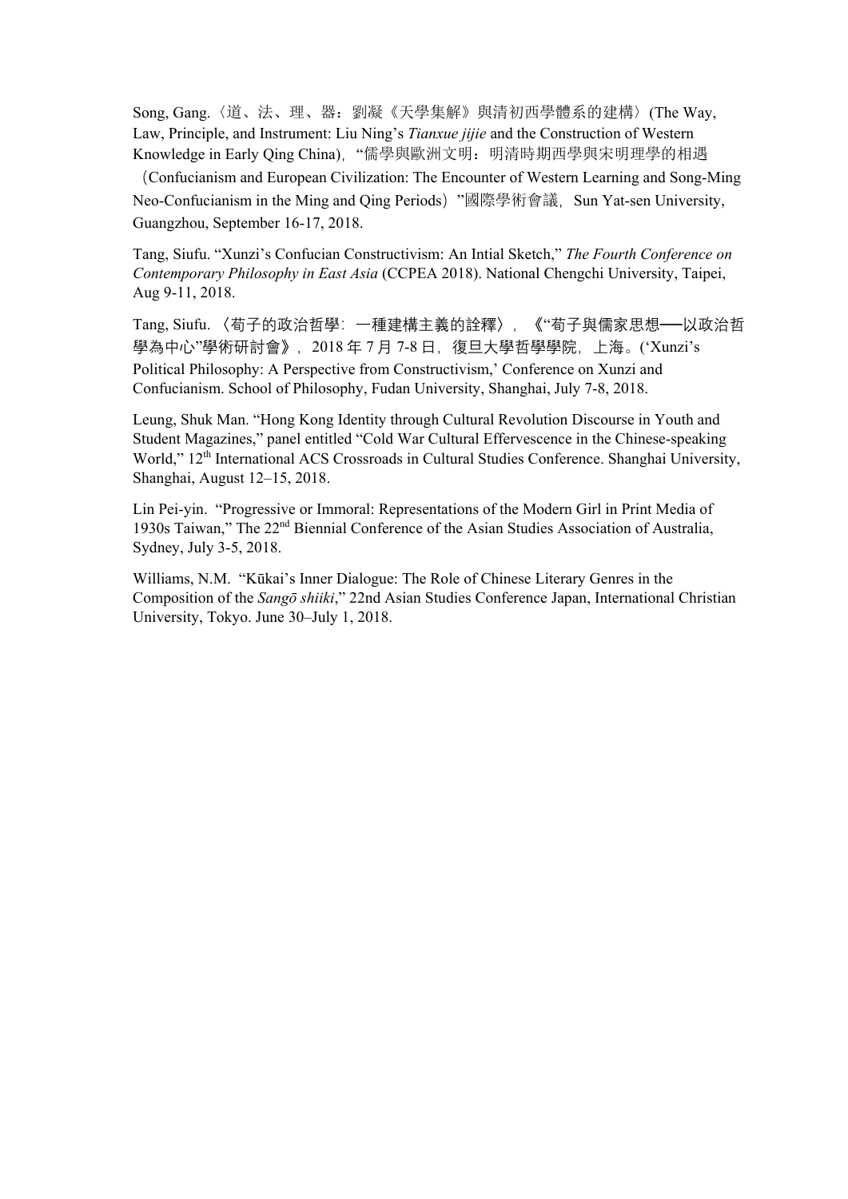Song, Gang.〈道、法、理、器：劉凝《天學集解》與清初西學體系的建構〉(The Way, Law, Principle, and Instrument: Liu Ning's *Tianxue jijie* and the Construction of Western Knowledge in Early Qing China)，"儒學與歐洲文明：明清時期西學與宋明理學的相遇（Confucianism and European Civilization: The Encounter of Western Learning and Song-Ming Neo-Confucianism in the Ming and Qing Periods）"國際學術會議，Sun Yat-sen University, Guangzhou, September 16-17, 2018.

Tang, Siufu. "Xunzi's Confucian Constructivism: An Intial Sketch," *The Fourth Conference on Contemporary Philosophy in East Asia* (CCPEA 2018). National Chengchi University, Taipei, Aug 9-11, 2018.

Tang, Siufu.〈荀子的政治哲學：一種建構主義的詮釋〉，《"荀子與儒家思想──以政治哲學為中心"學術研討會》，2018 年 7 月 7-8 日，復旦大學哲學學院，上海。('Xunzi's Political Philosophy: A Perspective from Constructivism,' Conference on Xunzi and Confucianism. School of Philosophy, Fudan University, Shanghai, July 7-8, 2018.

Leung, Shuk Man. "Hong Kong Identity through Cultural Revolution Discourse in Youth and Student Magazines," panel entitled "Cold War Cultural Effervescence in the Chinese-speaking World," 12th International ACS Crossroads in Cultural Studies Conference. Shanghai University, Shanghai, August 12–15, 2018.

Lin Pei-yin. "Progressive or Immoral: Representations of the Modern Girl in Print Media of 1930s Taiwan," The 22nd Biennial Conference of the Asian Studies Association of Australia, Sydney, July 3-5, 2018.

Williams, N.M. "Kūkai's Inner Dialogue: The Role of Chinese Literary Genres in the Composition of the *Sangō shiiki*," 22nd Asian Studies Conference Japan, International Christian University, Tokyo. June 30–July 1, 2018.